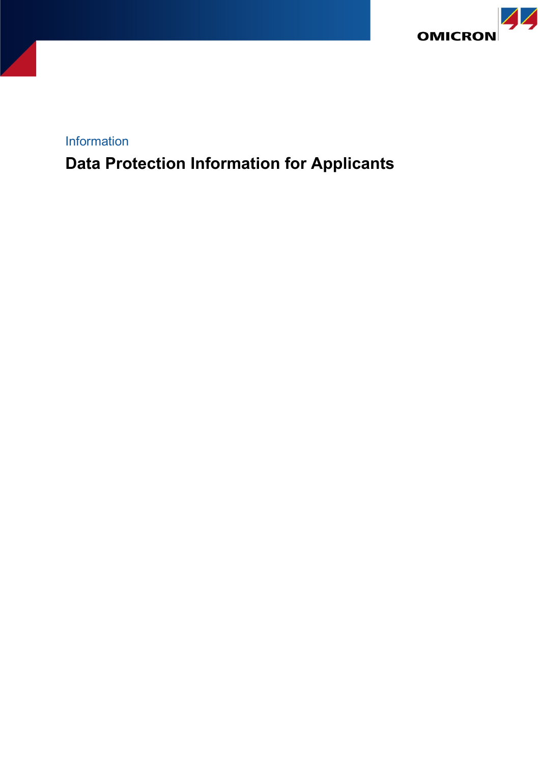Information

# Data Protection Information for Applicants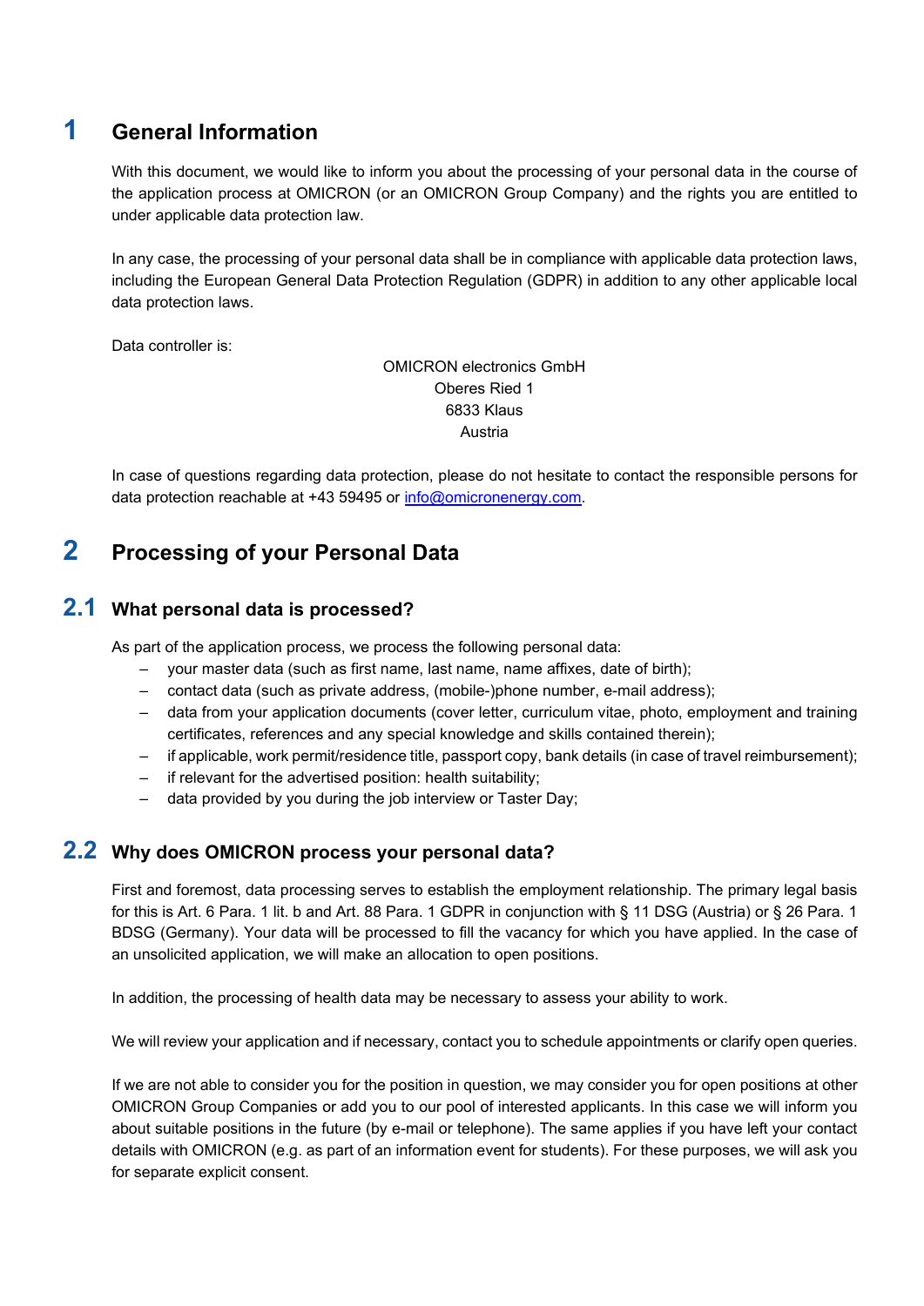# 1 General Information

With this document, we would like to inform you about the processing of your personal data in the course of the application process at OMICRON (or an OMICRON Group Company) and the rights you are entitled to under applicable data protection law.

In any case, the processing of your personal data shall be in compliance with applicable data protection laws, including the European General Data Protection Regulation (GDPR) in addition to any other applicable local data protection laws.

Data controller is:

OMICRON electronics GmbH
Oberes Ried 1
6833 Klaus
Austria

In case of questions regarding data protection, please do not hesitate to contact the responsible persons for data protection reachable at +43 59495 or [info@omicronenergy.com](mailto:info@omicronenergy.com).

# 2 Processing of your Personal Data

## 2.1 What personal data is processed?

As part of the application process, we process the following personal data:

- your master data (such as first name, last name, name affixes, date of birth);
- contact data (such as private address, (mobile-)phone number, e-mail address);
- data from your application documents (cover letter, curriculum vitae, photo, employment and training certificates, references and any special knowledge and skills contained therein);
- if applicable, work permit/residence title, passport copy, bank details (in case of travel reimbursement);
- if relevant for the advertised position: health suitability;
- data provided by you during the job interview or Taster Day;

## 2.2 Why does OMICRON process your personal data?

First and foremost, data processing serves to establish the employment relationship. The primary legal basis for this is Art. 6 Para. 1 lit. b and Art. 88 Para. 1 GDPR in conjunction with § 11 DSG (Austria) or § 26 Para. 1 BDSG (Germany). Your data will be processed to fill the vacancy for which you have applied. In the case of an unsolicited application, we will make an allocation to open positions.

In addition, the processing of health data may be necessary to assess your ability to work.

We will review your application and if necessary, contact you to schedule appointments or clarify open queries.

If we are not able to consider you for the position in question, we may consider you for open positions at other OMICRON Group Companies or add you to our pool of interested applicants. In this case we will inform you about suitable positions in the future (by e-mail or telephone). The same applies if you have left your contact details with OMICRON (e.g. as part of an information event for students). For these purposes, we will ask you for separate explicit consent.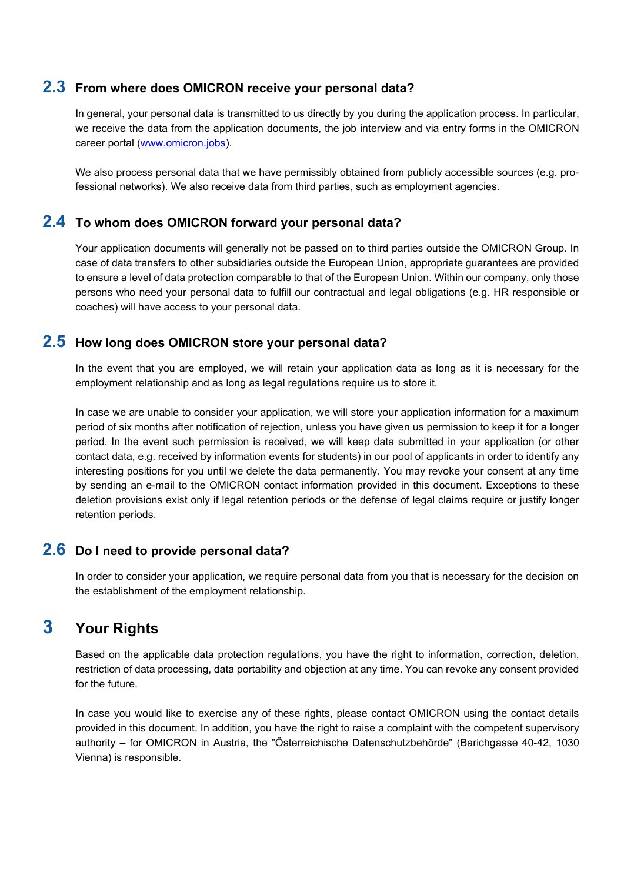## 2.3 From where does OMICRON receive your personal data?

In general, your personal data is transmitted to us directly by you during the application process. In particular, we receive the data from the application documents, the job interview and via entry forms in the OMICRON career portal (www.omicron.jobs).

We also process personal data that we have permissibly obtained from publicly accessible sources (e.g. professional networks). We also receive data from third parties, such as employment agencies.

## 2.4 To whom does OMICRON forward your personal data?

Your application documents will generally not be passed on to third parties outside the OMICRON Group. In case of data transfers to other subsidiaries outside the European Union, appropriate guarantees are provided to ensure a level of data protection comparable to that of the European Union. Within our company, only those persons who need your personal data to fulfill our contractual and legal obligations (e.g. HR responsible or coaches) will have access to your personal data.

## 2.5 How long does OMICRON store your personal data?

In the event that you are employed, we will retain your application data as long as it is necessary for the employment relationship and as long as legal regulations require us to store it.

In case we are unable to consider your application, we will store your application information for a maximum period of six months after notification of rejection, unless you have given us permission to keep it for a longer period. In the event such permission is received, we will keep data submitted in your application (or other contact data, e.g. received by information events for students) in our pool of applicants in order to identify any interesting positions for you until we delete the data permanently. You may revoke your consent at any time by sending an e-mail to the OMICRON contact information provided in this document. Exceptions to these deletion provisions exist only if legal retention periods or the defense of legal claims require or justify longer retention periods.

## 2.6 Do I need to provide personal data?

In order to consider your application, we require personal data from you that is necessary for the decision on the establishment of the employment relationship.

# 3 Your Rights

Based on the applicable data protection regulations, you have the right to information, correction, deletion, restriction of data processing, data portability and objection at any time. You can revoke any consent provided for the future.

In case you would like to exercise any of these rights, please contact OMICRON using the contact details provided in this document. In addition, you have the right to raise a complaint with the competent supervisory authority – for OMICRON in Austria, the "Österreichische Datenschutzbehörde" (Barichgasse 40-42, 1030 Vienna) is responsible.